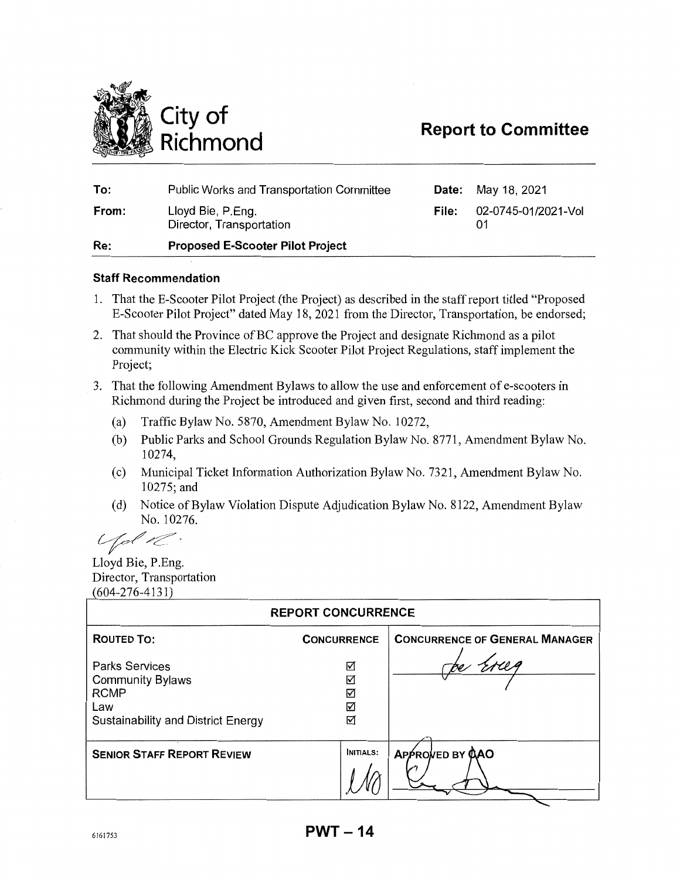# City of Richmond

## Report to Committee

| | | | |
|---|---|---|---|
| **To:** | Public Works and Transportation Committee | **Date:** | May 18, 2021 |
| **From:** | Lloyd Bie, P.Eng.<br>Director, Transportation | **File:** | 02-0745-01/2021-Vol 01 |
| **Re:** | **Proposed E-Scooter Pilot Project** | | |

### Staff Recommendation

1. That the E-Scooter Pilot Project (the Project) as described in the staff report titled "Proposed E-Scooter Pilot Project" dated May 18, 2021 from the Director, Transportation, be endorsed;
2. That should the Province of BC approve the Project and designate Richmond as a pilot community within the Electric Kick Scooter Pilot Project Regulations, staff implement the Project;
3. That the following Amendment Bylaws to allow the use and enforcement of e-scooters in Richmond during the Project be introduced and given first, second and third reading:
   (a) Traffic Bylaw No. 5870, Amendment Bylaw No. 10272,
   (b) Public Parks and School Grounds Regulation Bylaw No. 8771, Amendment Bylaw No. 10274,
   (c) Municipal Ticket Information Authorization Bylaw No. 7321, Amendment Bylaw No. 10275; and
   (d) Notice of Bylaw Violation Dispute Adjudication Bylaw No. 8122, Amendment Bylaw No. 10276.

Lloyd Bie, P.Eng.
Director, Transportation
(604-276-4131)

| REPORT CONCURRENCE | | |
|---|---|---|
| **ROUTED TO:** | **CONCURRENCE** | **CONCURRENCE OF GENERAL MANAGER** |
| Parks Services<br>Community Bylaws<br>RCMP<br>Law<br>Sustainability and District Energy | ☑<br>☑<br>☑<br>☑<br>☑ | |
| **SENIOR STAFF REPORT REVIEW** | **INITIALS:** | **APPROVED BY CAO** |

PWT – 14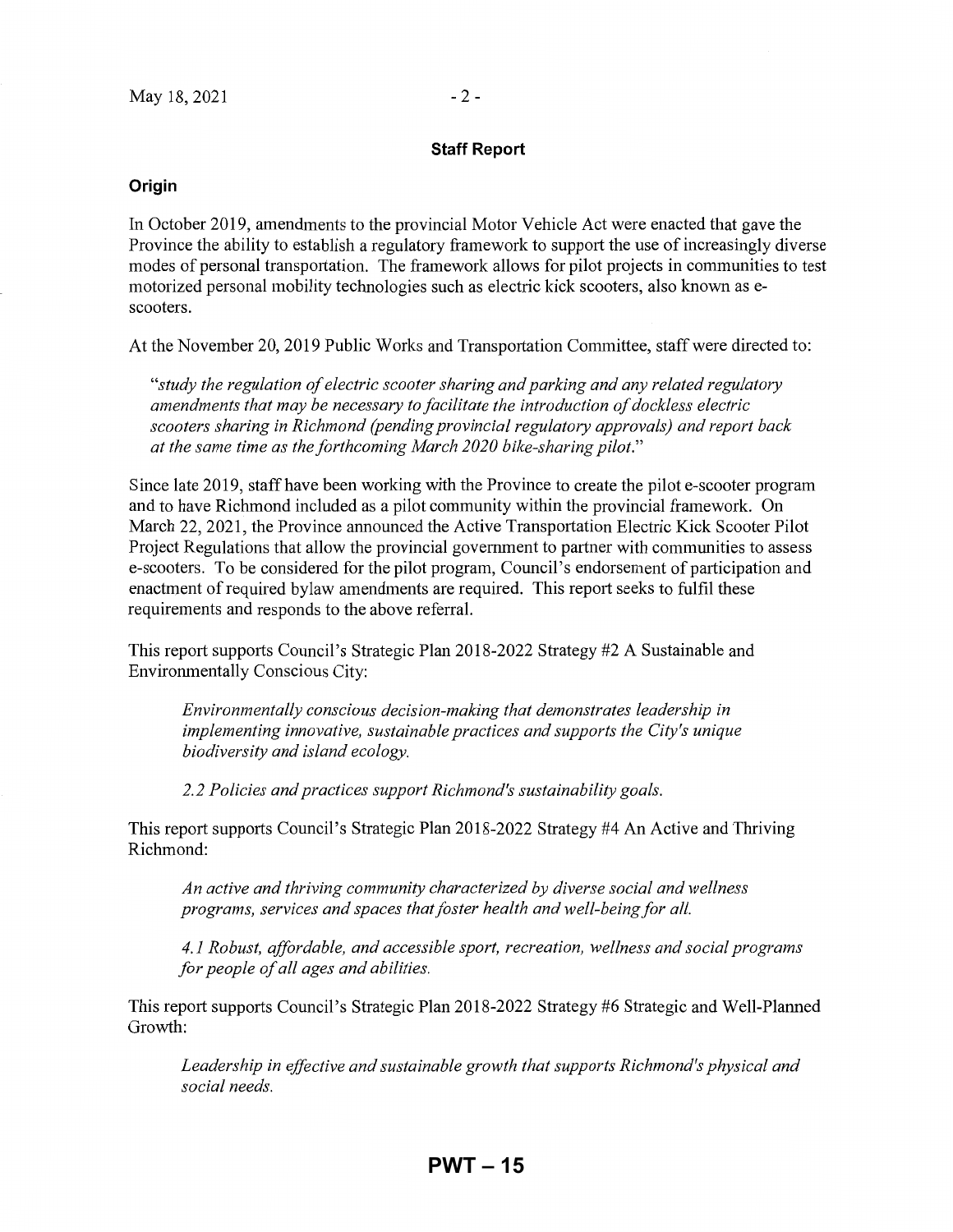## Staff Report

### Origin

In October 2019, amendments to the provincial Motor Vehicle Act were enacted that gave the Province the ability to establish a regulatory framework to support the use of increasingly diverse modes of personal transportation. The framework allows for pilot projects in communities to test motorized personal mobility technologies such as electric kick scooters, also known as e-scooters.

At the November 20, 2019 Public Works and Transportation Committee, staff were directed to:

> *"study the regulation of electric scooter sharing and parking and any related regulatory amendments that may be necessary to facilitate the introduction of dockless electric scooters sharing in Richmond (pending provincial regulatory approvals) and report back at the same time as the forthcoming March 2020 bike-sharing pilot."*

Since late 2019, staff have been working with the Province to create the pilot e-scooter program and to have Richmond included as a pilot community within the provincial framework. On March 22, 2021, the Province announced the Active Transportation Electric Kick Scooter Pilot Project Regulations that allow the provincial government to partner with communities to assess e-scooters. To be considered for the pilot program, Council's endorsement of participation and enactment of required bylaw amendments are required. This report seeks to fulfil these requirements and responds to the above referral.

This report supports Council's Strategic Plan 2018-2022 Strategy #2 A Sustainable and Environmentally Conscious City:

> *Environmentally conscious decision-making that demonstrates leadership in implementing innovative, sustainable practices and supports the City's unique biodiversity and island ecology.*
>
> *2.2 Policies and practices support Richmond's sustainability goals.*

This report supports Council's Strategic Plan 2018-2022 Strategy #4 An Active and Thriving Richmond:

> *An active and thriving community characterized by diverse social and wellness programs, services and spaces that foster health and well-being for all.*
>
> *4.1 Robust, affordable, and accessible sport, recreation, wellness and social programs for people of all ages and abilities.*

This report supports Council's Strategic Plan 2018-2022 Strategy #6 Strategic and Well-Planned Growth:

> *Leadership in effective and sustainable growth that supports Richmond's physical and social needs.*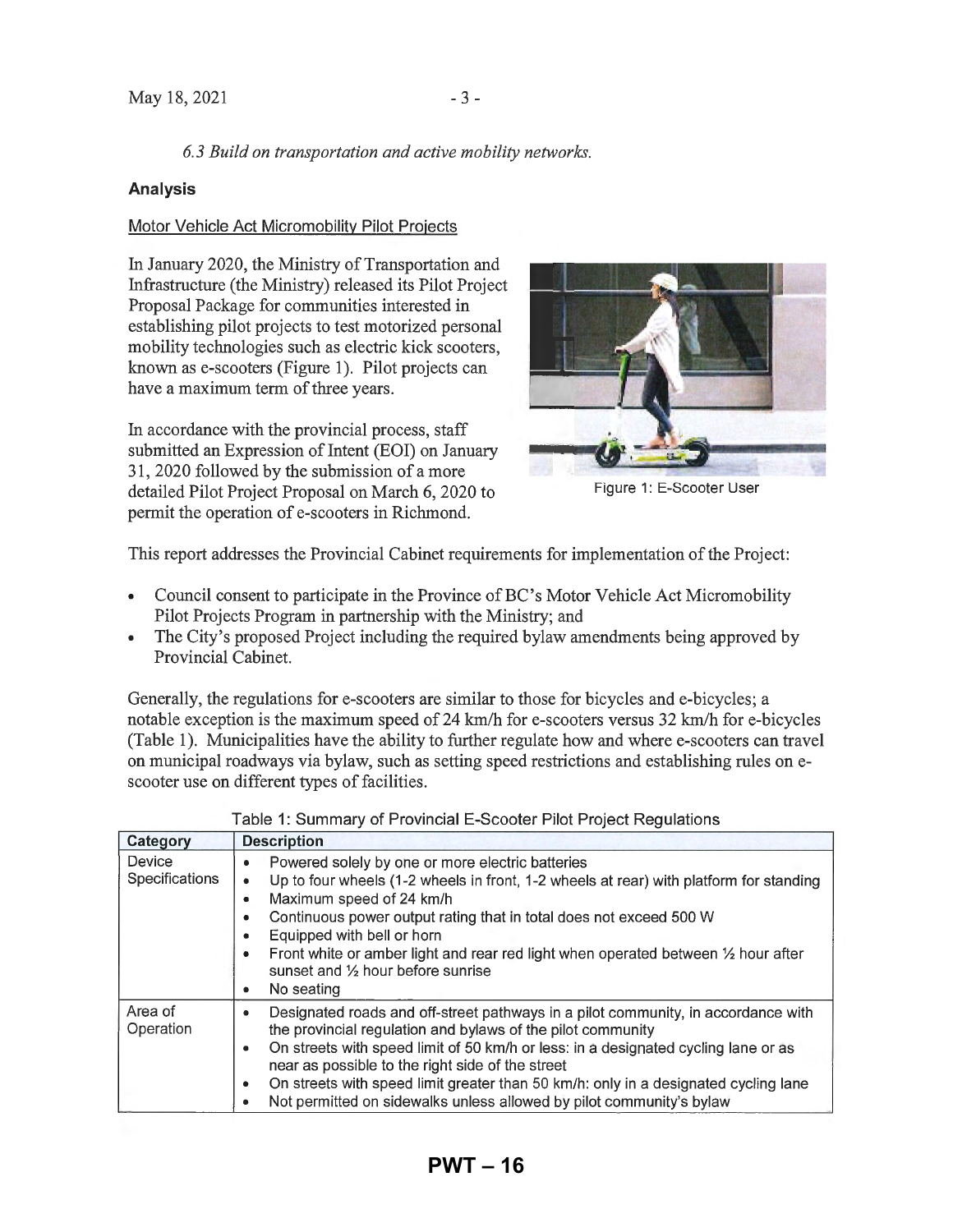*6.3 Build on transportation and active mobility networks.*

### Analysis

Motor Vehicle Act Micromobility Pilot Projects

In January 2020, the Ministry of Transportation and Infrastructure (the Ministry) released its Pilot Project Proposal Package for communities interested in establishing pilot projects to test motorized personal mobility technologies such as electric kick scooters, known as e-scooters (Figure 1). Pilot projects can have a maximum term of three years.

In accordance with the provincial process, staff submitted an Expression of Intent (EOI) on January 31, 2020 followed by the submission of a more detailed Pilot Project Proposal on March 6, 2020 to permit the operation of e-scooters in Richmond.

Figure 1: E-Scooter User

This report addresses the Provincial Cabinet requirements for implementation of the Project:

- Council consent to participate in the Province of BC's Motor Vehicle Act Micromobility Pilot Projects Program in partnership with the Ministry; and
- The City's proposed Project including the required bylaw amendments being approved by Provincial Cabinet.

Generally, the regulations for e-scooters are similar to those for bicycles and e-bicycles; a notable exception is the maximum speed of 24 km/h for e-scooters versus 32 km/h for e-bicycles (Table 1). Municipalities have the ability to further regulate how and where e-scooters can travel on municipal roadways via bylaw, such as setting speed restrictions and establishing rules on e-scooter use on different types of facilities.

Table 1: Summary of Provincial E-Scooter Pilot Project Regulations

| Category | Description |
|---|---|
| Device Specifications | • Powered solely by one or more electric batteries<br>• Up to four wheels (1-2 wheels in front, 1-2 wheels at rear) with platform for standing<br>• Maximum speed of 24 km/h<br>• Continuous power output rating that in total does not exceed 500 W<br>• Equipped with bell or horn<br>• Front white or amber light and rear red light when operated between ½ hour after sunset and ½ hour before sunrise<br>• No seating |
| Area of Operation | • Designated roads and off-street pathways in a pilot community, in accordance with the provincial regulation and bylaws of the pilot community<br>• On streets with speed limit of 50 km/h or less: in a designated cycling lane or as near as possible to the right side of the street<br>• On streets with speed limit greater than 50 km/h: only in a designated cycling lane<br>• Not permitted on sidewalks unless allowed by pilot community's bylaw |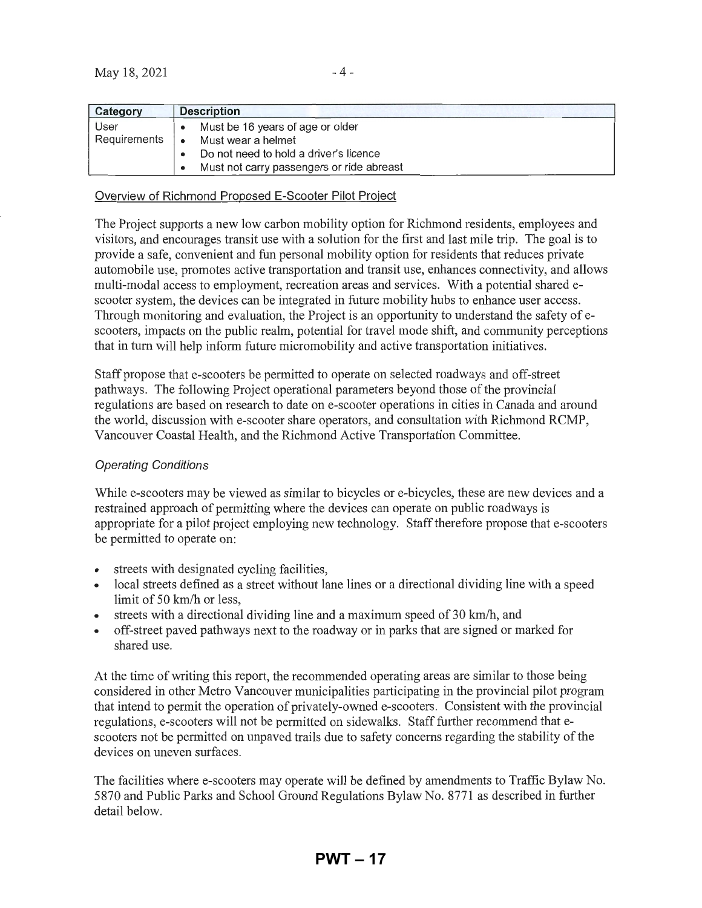| Category | Description |
|---|---|
| User Requirements | • Must be 16 years of age or older<br>• Must wear a helmet<br>• Do not need to hold a driver's licence<br>• Must not carry passengers or ride abreast |

## Overview of Richmond Proposed E-Scooter Pilot Project

The Project supports a new low carbon mobility option for Richmond residents, employees and visitors, and encourages transit use with a solution for the first and last mile trip. The goal is to provide a safe, convenient and fun personal mobility option for residents that reduces private automobile use, promotes active transportation and transit use, enhances connectivity, and allows multi-modal access to employment, recreation areas and services. With a potential shared e-scooter system, the devices can be integrated in future mobility hubs to enhance user access. Through monitoring and evaluation, the Project is an opportunity to understand the safety of e-scooters, impacts on the public realm, potential for travel mode shift, and community perceptions that in turn will help inform future micromobility and active transportation initiatives.

Staff propose that e-scooters be permitted to operate on selected roadways and off-street pathways. The following Project operational parameters beyond those of the provincial regulations are based on research to date on e-scooter operations in cities in Canada and around the world, discussion with e-scooter share operators, and consultation with Richmond RCMP, Vancouver Coastal Health, and the Richmond Active Transportation Committee.

### *Operating Conditions*

While e-scooters may be viewed as similar to bicycles or e-bicycles, these are new devices and a restrained approach of permitting where the devices can operate on public roadways is appropriate for a pilot project employing new technology. Staff therefore propose that e-scooters be permitted to operate on:

- streets with designated cycling facilities,
- local streets defined as a street without lane lines or a directional dividing line with a speed limit of 50 km/h or less,
- streets with a directional dividing line and a maximum speed of 30 km/h, and
- off-street paved pathways next to the roadway or in parks that are signed or marked for shared use.

At the time of writing this report, the recommended operating areas are similar to those being considered in other Metro Vancouver municipalities participating in the provincial pilot program that intend to permit the operation of privately-owned e-scooters. Consistent with the provincial regulations, e-scooters will not be permitted on sidewalks. Staff further recommend that e-scooters not be permitted on unpaved trails due to safety concerns regarding the stability of the devices on uneven surfaces.

The facilities where e-scooters may operate will be defined by amendments to Traffic Bylaw No. 5870 and Public Parks and School Ground Regulations Bylaw No. 8771 as described in further detail below.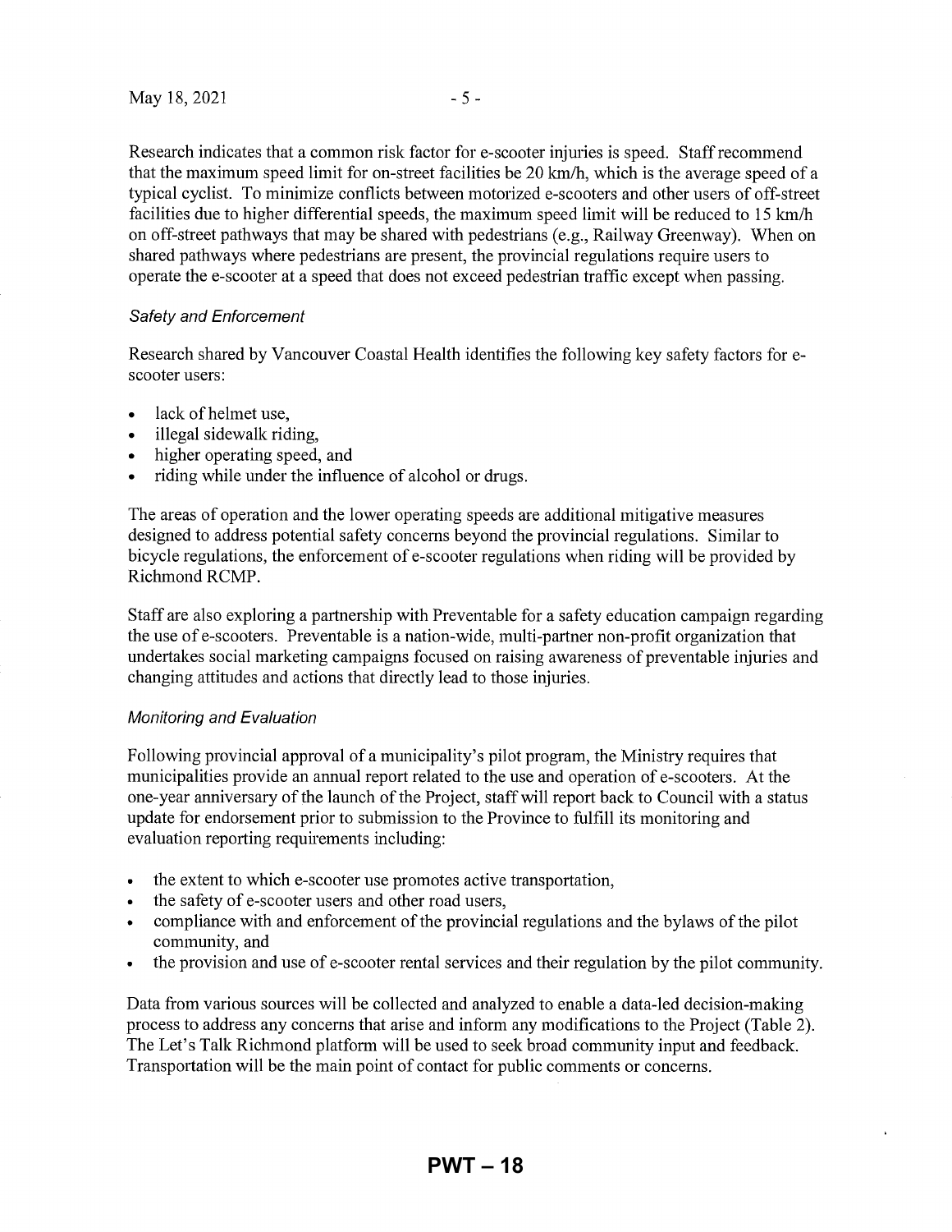Research indicates that a common risk factor for e-scooter injuries is speed. Staff recommend that the maximum speed limit for on-street facilities be 20 km/h, which is the average speed of a typical cyclist. To minimize conflicts between motorized e-scooters and other users of off-street facilities due to higher differential speeds, the maximum speed limit will be reduced to 15 km/h on off-street pathways that may be shared with pedestrians (e.g., Railway Greenway). When on shared pathways where pedestrians are present, the provincial regulations require users to operate the e-scooter at a speed that does not exceed pedestrian traffic except when passing.

*Safety and Enforcement*

Research shared by Vancouver Coastal Health identifies the following key safety factors for e-scooter users:

- lack of helmet use,
- illegal sidewalk riding,
- higher operating speed, and
- riding while under the influence of alcohol or drugs.

The areas of operation and the lower operating speeds are additional mitigative measures designed to address potential safety concerns beyond the provincial regulations. Similar to bicycle regulations, the enforcement of e-scooter regulations when riding will be provided by Richmond RCMP.

Staff are also exploring a partnership with Preventable for a safety education campaign regarding the use of e-scooters. Preventable is a nation-wide, multi-partner non-profit organization that undertakes social marketing campaigns focused on raising awareness of preventable injuries and changing attitudes and actions that directly lead to those injuries.

*Monitoring and Evaluation*

Following provincial approval of a municipality's pilot program, the Ministry requires that municipalities provide an annual report related to the use and operation of e-scooters. At the one-year anniversary of the launch of the Project, staff will report back to Council with a status update for endorsement prior to submission to the Province to fulfill its monitoring and evaluation reporting requirements including:

- the extent to which e-scooter use promotes active transportation,
- the safety of e-scooter users and other road users,
- compliance with and enforcement of the provincial regulations and the bylaws of the pilot community, and
- the provision and use of e-scooter rental services and their regulation by the pilot community.

Data from various sources will be collected and analyzed to enable a data-led decision-making process to address any concerns that arise and inform any modifications to the Project (Table 2). The Let's Talk Richmond platform will be used to seek broad community input and feedback. Transportation will be the main point of contact for public comments or concerns.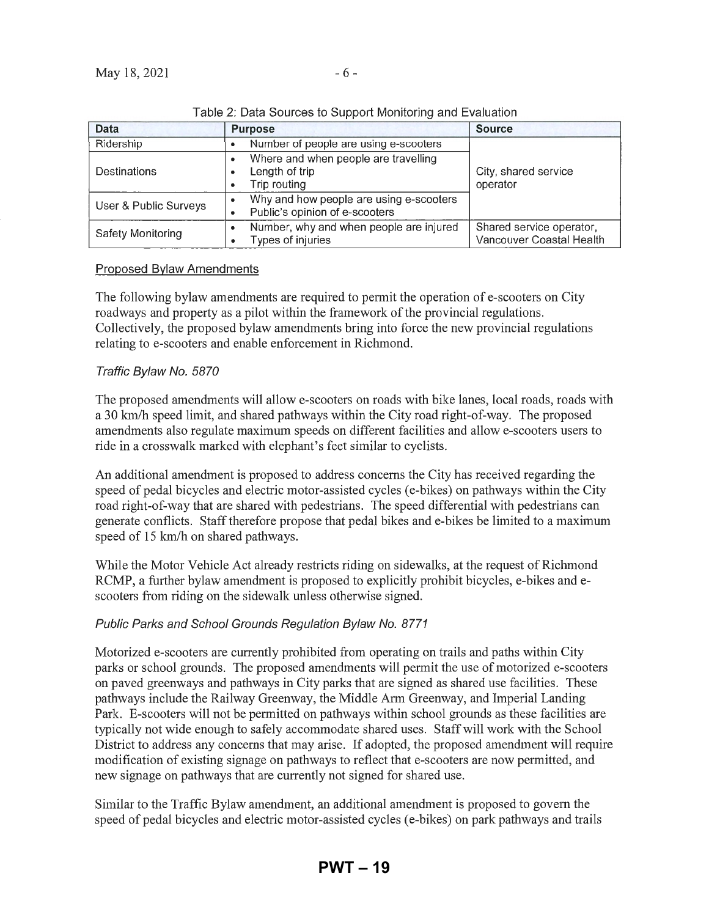Table 2: Data Sources to Support Monitoring and Evaluation

| Data | Purpose | Source |
|---|---|---|
| Ridership | • Number of people are using e-scooters | City, shared service operator |
| Destinations | • Where and when people are travelling<br>• Length of trip<br>• Trip routing | |
| User & Public Surveys | • Why and how people are using e-scooters<br>• Public's opinion of e-scooters | |
| Safety Monitoring | • Number, why and when people are injured<br>• Types of injuries | Shared service operator, Vancouver Coastal Health |

Proposed Bylaw Amendments

The following bylaw amendments are required to permit the operation of e-scooters on City roadways and property as a pilot within the framework of the provincial regulations. Collectively, the proposed bylaw amendments bring into force the new provincial regulations relating to e-scooters and enable enforcement in Richmond.

*Traffic Bylaw No. 5870*

The proposed amendments will allow e-scooters on roads with bike lanes, local roads, roads with a 30 km/h speed limit, and shared pathways within the City road right-of-way. The proposed amendments also regulate maximum speeds on different facilities and allow e-scooters users to ride in a crosswalk marked with elephant's feet similar to cyclists.

An additional amendment is proposed to address concerns the City has received regarding the speed of pedal bicycles and electric motor-assisted cycles (e-bikes) on pathways within the City road right-of-way that are shared with pedestrians. The speed differential with pedestrians can generate conflicts. Staff therefore propose that pedal bikes and e-bikes be limited to a maximum speed of 15 km/h on shared pathways.

While the Motor Vehicle Act already restricts riding on sidewalks, at the request of Richmond RCMP, a further bylaw amendment is proposed to explicitly prohibit bicycles, e-bikes and e-scooters from riding on the sidewalk unless otherwise signed.

*Public Parks and School Grounds Regulation Bylaw No. 8771*

Motorized e-scooters are currently prohibited from operating on trails and paths within City parks or school grounds. The proposed amendments will permit the use of motorized e-scooters on paved greenways and pathways in City parks that are signed as shared use facilities. These pathways include the Railway Greenway, the Middle Arm Greenway, and Imperial Landing Park. E-scooters will not be permitted on pathways within school grounds as these facilities are typically not wide enough to safely accommodate shared uses. Staff will work with the School District to address any concerns that may arise. If adopted, the proposed amendment will require modification of existing signage on pathways to reflect that e-scooters are now permitted, and new signage on pathways that are currently not signed for shared use.

Similar to the Traffic Bylaw amendment, an additional amendment is proposed to govern the speed of pedal bicycles and electric motor-assisted cycles (e-bikes) on park pathways and trails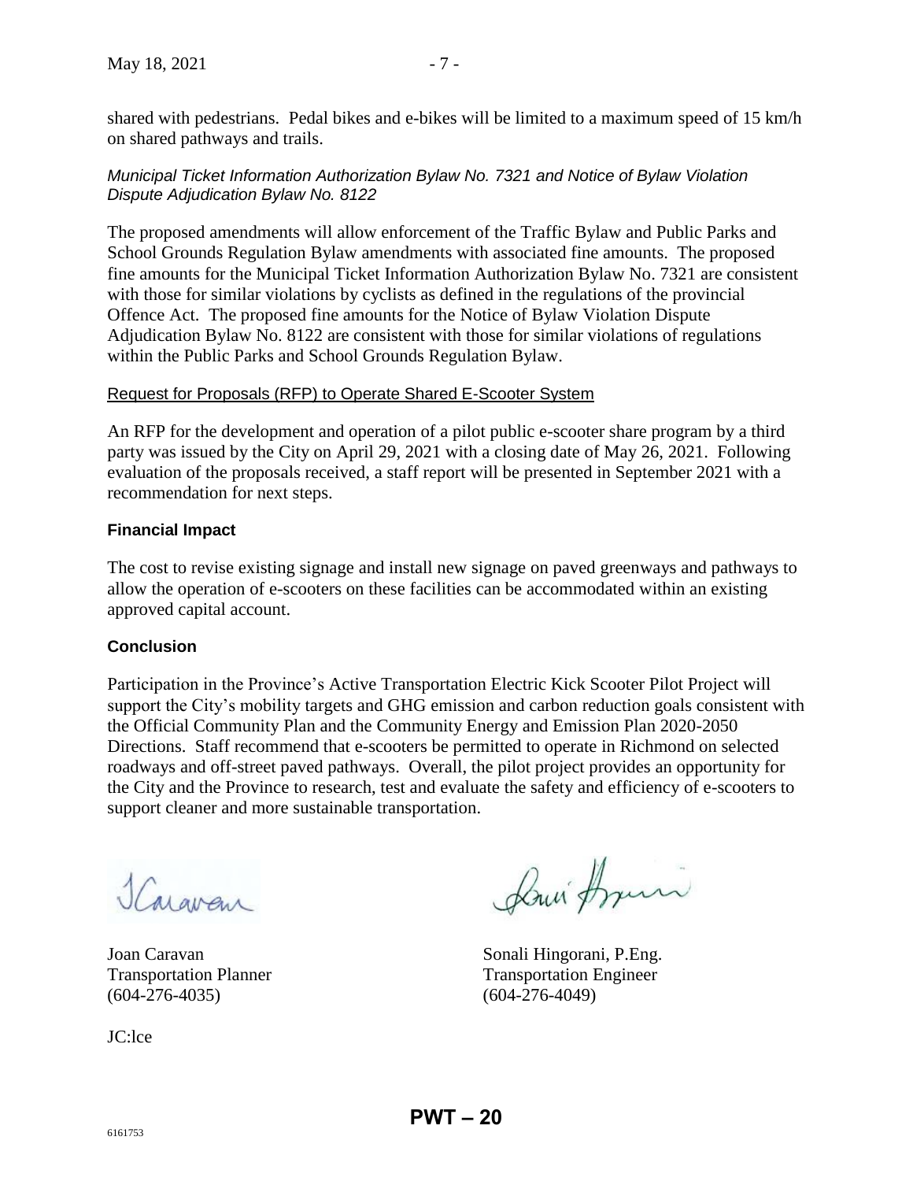shared with pedestrians. Pedal bikes and e-bikes will be limited to a maximum speed of 15 km/h on shared pathways and trails.

*Municipal Ticket Information Authorization Bylaw No. 7321 and Notice of Bylaw Violation Dispute Adjudication Bylaw No. 8122*

The proposed amendments will allow enforcement of the Traffic Bylaw and Public Parks and School Grounds Regulation Bylaw amendments with associated fine amounts. The proposed fine amounts for the Municipal Ticket Information Authorization Bylaw No. 7321 are consistent with those for similar violations by cyclists as defined in the regulations of the provincial Offence Act. The proposed fine amounts for the Notice of Bylaw Violation Dispute Adjudication Bylaw No. 8122 are consistent with those for similar violations of regulations within the Public Parks and School Grounds Regulation Bylaw.

Request for Proposals (RFP) to Operate Shared E-Scooter System

An RFP for the development and operation of a pilot public e-scooter share program by a third party was issued by the City on April 29, 2021 with a closing date of May 26, 2021. Following evaluation of the proposals received, a staff report will be presented in September 2021 with a recommendation for next steps.

**Financial Impact**

The cost to revise existing signage and install new signage on paved greenways and pathways to allow the operation of e-scooters on these facilities can be accommodated within an existing approved capital account.

**Conclusion**

Participation in the Province's Active Transportation Electric Kick Scooter Pilot Project will support the City's mobility targets and GHG emission and carbon reduction goals consistent with the Official Community Plan and the Community Energy and Emission Plan 2020-2050 Directions. Staff recommend that e-scooters be permitted to operate in Richmond on selected roadways and off-street paved pathways. Overall, the pilot project provides an opportunity for the City and the Province to research, test and evaluate the safety and efficiency of e-scooters to support cleaner and more sustainable transportation.

Joan Caravan
Transportation Planner
(604-276-4035)

Sonali Hingorani, P.Eng.
Transportation Engineer
(604-276-4049)

JC:lce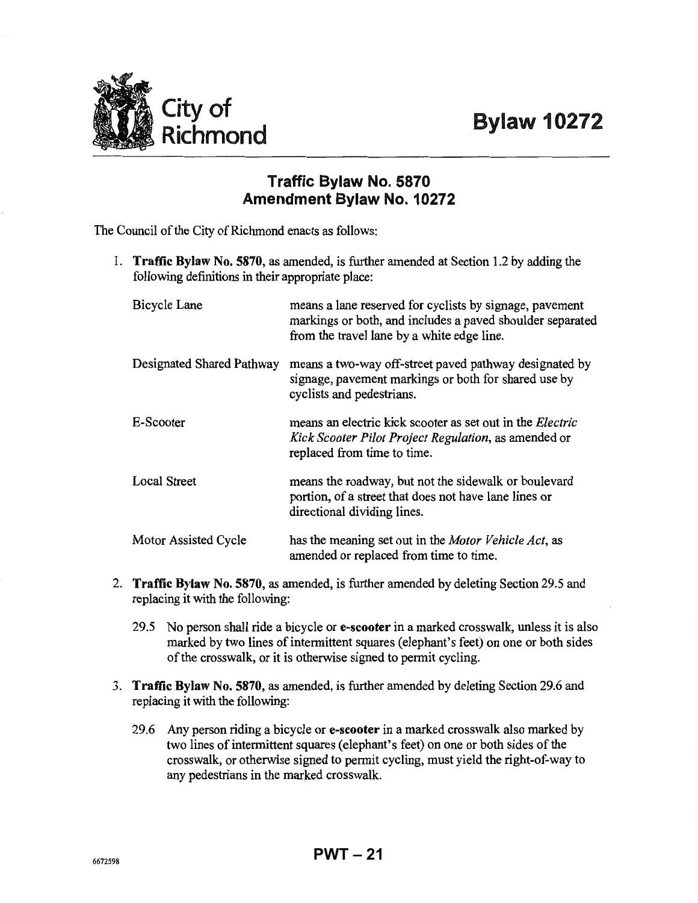City of Richmond

# Bylaw 10272

## Traffic Bylaw No. 5870 Amendment Bylaw No. 10272

The Council of the City of Richmond enacts as follows:

1. **Traffic Bylaw No. 5870**, as amended, is further amended at Section 1.2 by adding the following definitions in their appropriate place:

| | |
|---|---|
| Bicycle Lane | means a lane reserved for cyclists by signage, pavement markings or both, and includes a paved shoulder separated from the travel lane by a white edge line. |
| Designated Shared Pathway | means a two-way off-street paved pathway designated by signage, pavement markings or both for shared use by cyclists and pedestrians. |
| E-Scooter | means an electric kick scooter as set out in the *Electric Kick Scooter Pilot Project Regulation*, as amended or replaced from time to time. |
| Local Street | means the roadway, but not the sidewalk or boulevard portion, of a street that does not have lane lines or directional dividing lines. |
| Motor Assisted Cycle | has the meaning set out in the *Motor Vehicle Act*, as amended or replaced from time to time. |

2. **Traffic Bylaw No. 5870**, as amended, is further amended by deleting Section 29.5 and replacing it with the following:

   29.5 No person shall ride a bicycle or **e-scooter** in a marked crosswalk, unless it is also marked by two lines of intermittent squares (elephant's feet) on one or both sides of the crosswalk, or it is otherwise signed to permit cycling.

3. **Traffic Bylaw No. 5870**, as amended, is further amended by deleting Section 29.6 and replacing it with the following:

   29.6 Any person riding a bicycle or **e-scooter** in a marked crosswalk also marked by two lines of intermittent squares (elephant's feet) on one or both sides of the crosswalk, or otherwise signed to permit cycling, must yield the right-of-way to any pedestrians in the marked crosswalk.

6672598

**PWT – 21**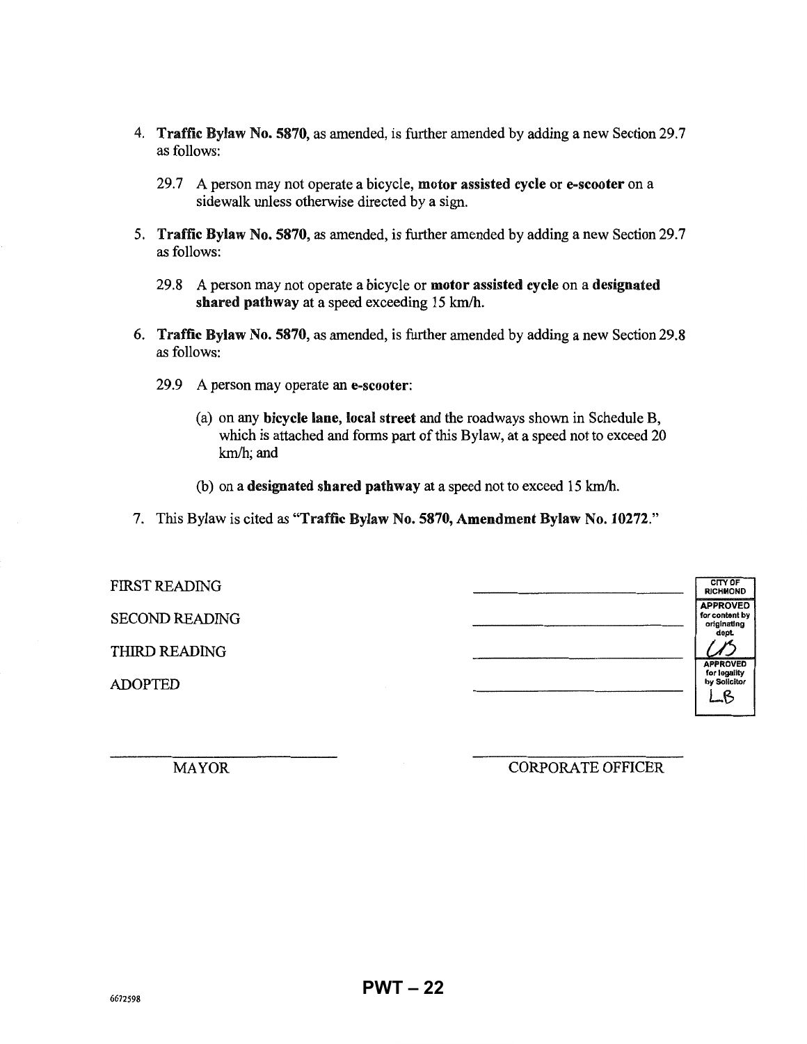4. **Traffic Bylaw No. 5870,** as amended, is further amended by adding a new Section 29.7 as follows:

   29.7 A person may not operate a bicycle, **motor assisted cycle** or **e-scooter** on a sidewalk unless otherwise directed by a sign.

5. **Traffic Bylaw No. 5870,** as amended, is further amended by adding a new Section 29.7 as follows:

   29.8 A person may not operate a bicycle or **motor assisted cycle** on a **designated shared pathway** at a speed exceeding 15 km/h.

6. **Traffic Bylaw No. 5870,** as amended, is further amended by adding a new Section 29.8 as follows:

   29.9 A person may operate an **e-scooter**:

   (a) on any **bicycle lane, local street** and the roadways shown in Schedule B, which is attached and forms part of this Bylaw, at a speed not to exceed 20 km/h; and

   (b) on a **designated shared pathway** at a speed not to exceed 15 km/h.

7. This Bylaw is cited as "**Traffic Bylaw No. 5870, Amendment Bylaw No. 10272.**"

| | | CITY OF RICHMOND |
|---|---|---|
| FIRST READING | ______________________ | APPROVED for content by originating dept. |
| SECOND READING | ______________________ | LB |
| THIRD READING | ______________________ | APPROVED for legality by Solicitor |
| ADOPTED | ______________________ | LB |

______________________ ______________________

MAYOR CORPORATE OFFICER

6672598

PWT – 22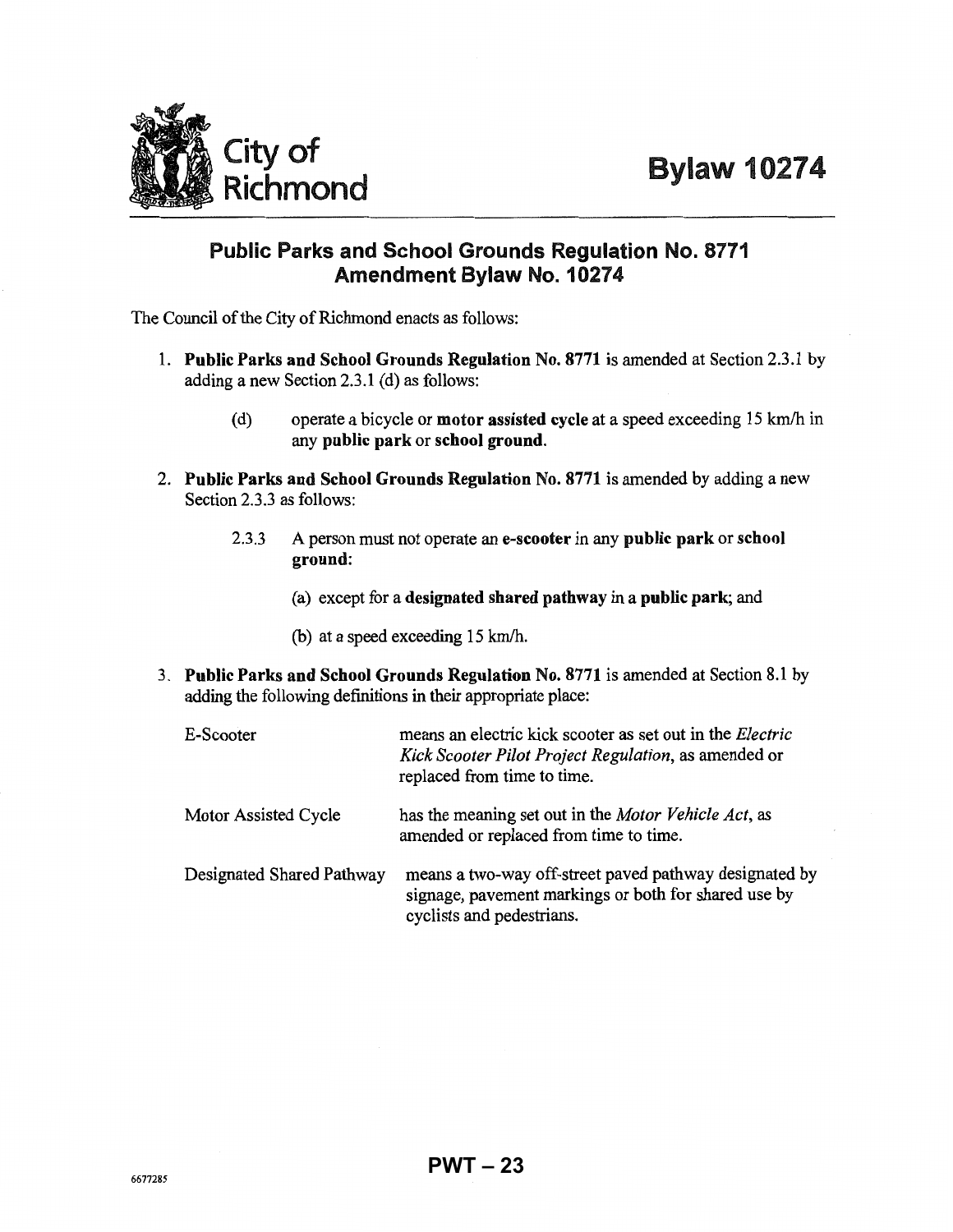City of Richmond

# Bylaw 10274

## Public Parks and School Grounds Regulation No. 8771 Amendment Bylaw No. 10274

The Council of the City of Richmond enacts as follows:

1. **Public Parks and School Grounds Regulation No. 8771** is amended at Section 2.3.1 by adding a new Section 2.3.1 (d) as follows:

   (d) operate a bicycle or **motor assisted cycle** at a speed exceeding 15 km/h in any **public park** or **school ground**.

2. **Public Parks and School Grounds Regulation No. 8771** is amended by adding a new Section 2.3.3 as follows:

   2.3.3 A person must not operate an **e-scooter** in any **public park** or **school ground**:

   (a) except for a **designated shared pathway** in a **public park**; and

   (b) at a speed exceeding 15 km/h.

3. **Public Parks and School Grounds Regulation No. 8771** is amended at Section 8.1 by adding the following definitions in their appropriate place:

| | |
|---|---|
| E-Scooter | means an electric kick scooter as set out in the *Electric Kick Scooter Pilot Project Regulation*, as amended or replaced from time to time. |
| Motor Assisted Cycle | has the meaning set out in the *Motor Vehicle Act*, as amended or replaced from time to time. |
| Designated Shared Pathway | means a two-way off-street paved pathway designated by signage, pavement markings or both for shared use by cyclists and pedestrians. |

6677285

PWT – 23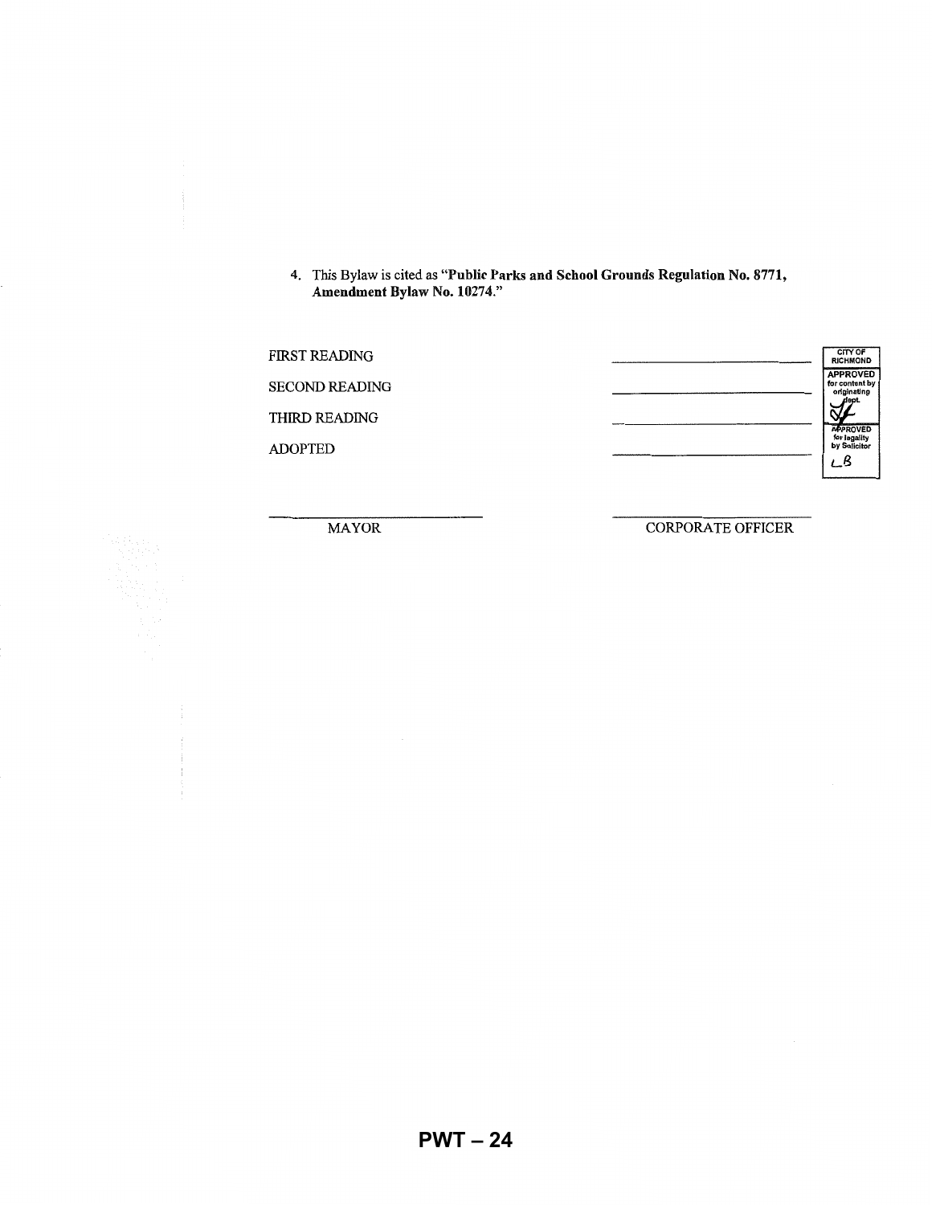4. This Bylaw is cited as "**Public Parks and School Grounds Regulation No. 8771, Amendment Bylaw No. 10274.**"

| | | |
|---|---|---|
| FIRST READING | _______________ | CITY OF RICHMOND |
| SECOND READING | _______________ | APPROVED for content by originating dept. |
| THIRD READING | _______________ | APPROVED for legality by Solicitor |
| ADOPTED | _______________ | LB |

_______________ MAYOR

_______________ CORPORATE OFFICER

PWT – 24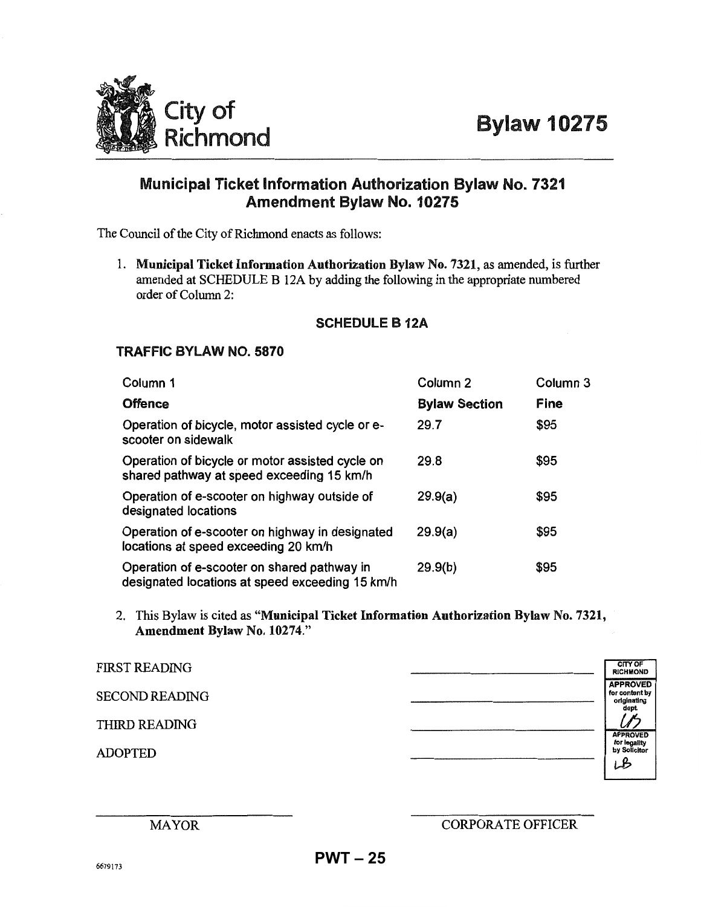City of Richmond

# Bylaw 10275

## Municipal Ticket Information Authorization Bylaw No. 7321 Amendment Bylaw No. 10275

The Council of the City of Richmond enacts as follows:

1. **Municipal Ticket Information Authorization Bylaw No. 7321**, as amended, is further amended at SCHEDULE B 12A by adding the following in the appropriate numbered order of Column 2:

### SCHEDULE B 12A

### TRAFFIC BYLAW NO. 5870

| Column 1 | Column 2 | Column 3 |
|---|---|---|
| **Offence** | **Bylaw Section** | **Fine** |
| Operation of bicycle, motor assisted cycle or e-scooter on sidewalk | 29.7 | $95 |
| Operation of bicycle or motor assisted cycle on shared pathway at speed exceeding 15 km/h | 29.8 | $95 |
| Operation of e-scooter on highway outside of designated locations | 29.9(a) | $95 |
| Operation of e-scooter on highway in designated locations at speed exceeding 20 km/h | 29.9(a) | $95 |
| Operation of e-scooter on shared pathway in designated locations at speed exceeding 15 km/h | 29.9(b) | $95 |

2. This Bylaw is cited as "**Municipal Ticket Information Authorization Bylaw No. 7321, Amendment Bylaw No. 10274.**"

FIRST READING \_\_\_\_\_\_\_\_\_\_\_\_\_\_\_\_\_\_\_\_

SECOND READING \_\_\_\_\_\_\_\_\_\_\_\_\_\_\_\_\_\_\_\_

THIRD READING \_\_\_\_\_\_\_\_\_\_\_\_\_\_\_\_\_\_\_\_

ADOPTED \_\_\_\_\_\_\_\_\_\_\_\_\_\_\_\_\_\_\_\_

| CITY OF RICHMOND |
|---|
| APPROVED for content by originating dept. LB |
| APPROVED for legality by Solicitor LB |

\_\_\_\_\_\_\_\_\_\_\_\_\_\_\_\_\_\_\_\_ MAYOR

\_\_\_\_\_\_\_\_\_\_\_\_\_\_\_\_\_\_\_\_ CORPORATE OFFICER

6679173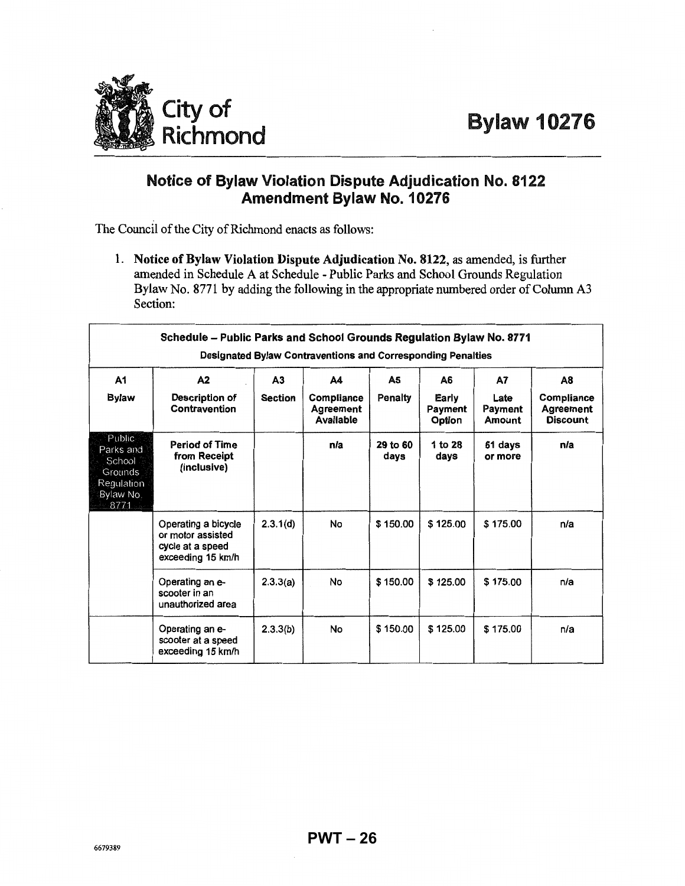City of Richmond

# Bylaw 10276

## Notice of Bylaw Violation Dispute Adjudication No. 8122 Amendment Bylaw No. 10276

The Council of the City of Richmond enacts as follows:

1. **Notice of Bylaw Violation Dispute Adjudication No. 8122**, as amended, is further amended in Schedule A at Schedule - Public Parks and School Grounds Regulation Bylaw No. 8771 by adding the following in the appropriate numbered order of Column A3 Section:

| **Schedule – Public Parks and School Grounds Regulation Bylaw No. 8771**<br>**Designated Bylaw Contraventions and Corresponding Penalties** | | | | | | | |
|---|---|---|---|---|---|---|---|
| **A1**<br>**Bylaw** | **A2**<br>**Description of Contravention** | **A3**<br>**Section** | **A4**<br>**Compliance Agreement Available** | **A5**<br>**Penalty** | **A6**<br>**Early Payment Option** | **A7**<br>**Late Payment Amount** | **A8**<br>**Compliance Agreement Discount** |
| Public Parks and School Grounds Regulation Bylaw No. 8771 | **Period of Time from Receipt (inclusive)** | | **n/a** | **29 to 60 days** | **1 to 28 days** | **61 days or more** | **n/a** |
| | Operating a bicycle or motor assisted cycle at a speed exceeding 15 km/h | 2.3.1(d) | No | $ 150.00 | $ 125.00 | $ 175.00 | n/a |
| | Operating an e-scooter in an unauthorized area | 2.3.3(a) | No | $ 150.00 | $ 125.00 | $ 175.00 | n/a |
| | Operating an e-scooter at a speed exceeding 15 km/h | 2.3.3(b) | No | $ 150.00 | $ 125.00 | $ 175.00 | n/a |

PWT – 26

6679389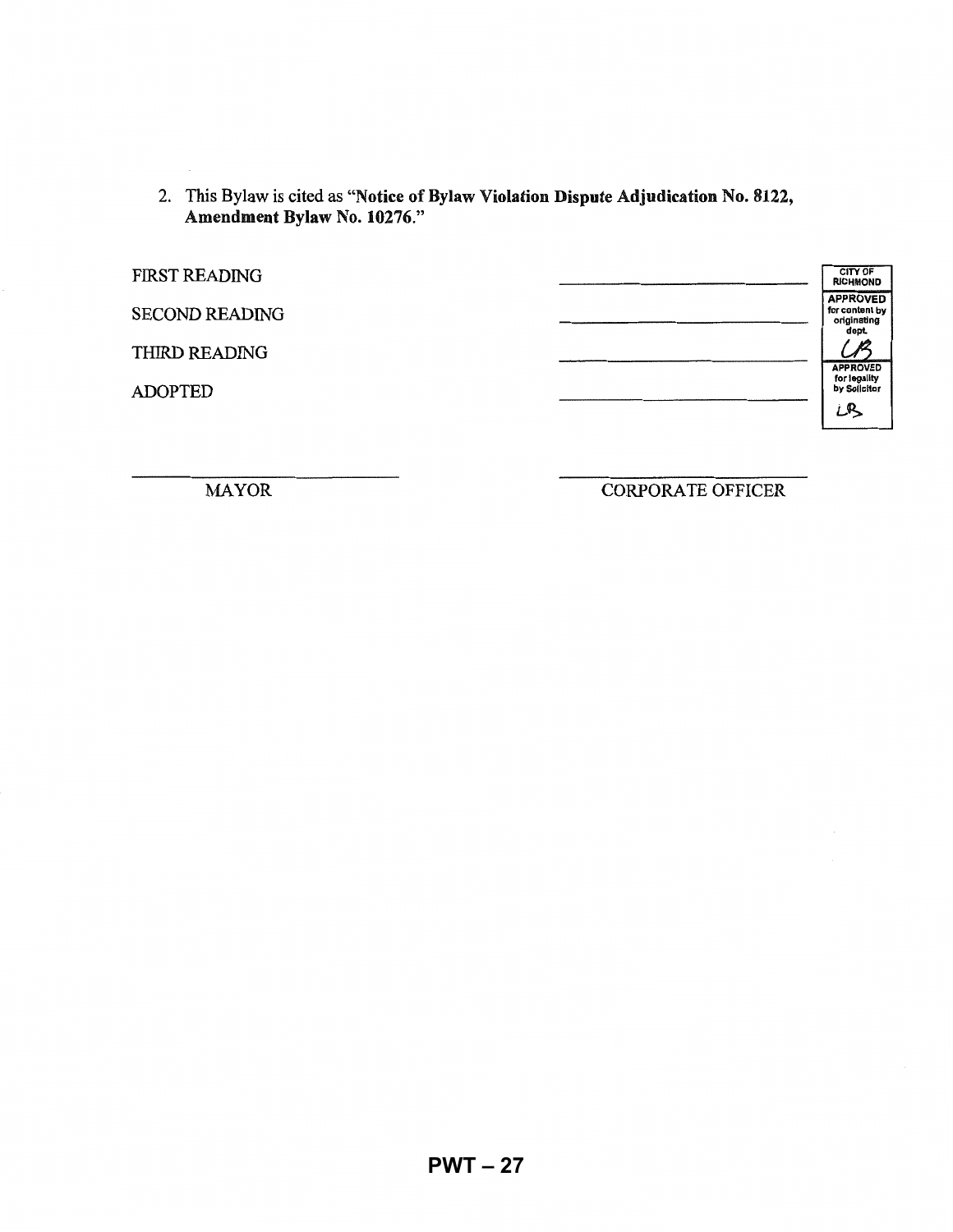2. This Bylaw is cited as "**Notice of Bylaw Violation Dispute Adjudication No. 8122, Amendment Bylaw No. 10276.**"

FIRST READING ______________________

SECOND READING ______________________

THIRD READING ______________________

ADOPTED ______________________

| CITY OF RICHMOND |
| --- |
| APPROVED for content by originating dept. LB |
| APPROVED for legality by Solicitor LB |

______________________
MAYOR

______________________
CORPORATE OFFICER

PWT – 27